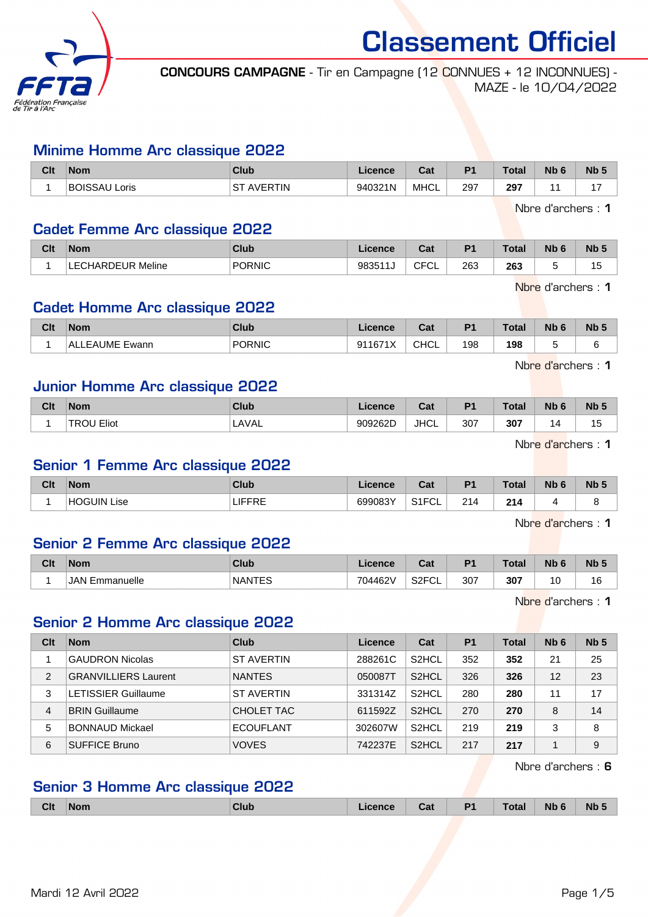# Classement Officiel

**CONCOURS CAMPAGNE** - Tir en Campagne (12 CONNUES + 12 INCONNUES) - MAZE - le 10/04/2022

## Minime Homme Arc classique 2022

| Clt | Nom | Club | Licence | Cat | P1 | Total | Nb 6 | Nb 5 |
|---|---|---|---|---|---|---|---|---|
| 1 | BOISSAU Loris | ST AVERTIN | 940321N | MHCL | 297 | **297** | 11 | 17 |

Nbre d'archers : **1**

## Cadet Femme Arc classique 2022

| Clt | Nom | Club | Licence | Cat | P1 | Total | Nb 6 | Nb 5 |
|---|---|---|---|---|---|---|---|---|
| 1 | LECHARDEUR Meline | PORNIC | 983511J | CFCL | 263 | **263** | 5 | 15 |

Nbre d'archers : **1**

## Cadet Homme Arc classique 2022

| Clt | Nom | Club | Licence | Cat | P1 | Total | Nb 6 | Nb 5 |
|---|---|---|---|---|---|---|---|---|
| 1 | ALLEAUME Ewann | PORNIC | 911671X | CHCL | 198 | **198** | 5 | 6 |

Nbre d'archers : **1**

## Junior Homme Arc classique 2022

| Clt | Nom | Club | Licence | Cat | P1 | Total | Nb 6 | Nb 5 |
|---|---|---|---|---|---|---|---|---|
| 1 | TROU Eliot | LAVAL | 909262D | JHCL | 307 | **307** | 14 | 15 |

Nbre d'archers : **1**

## Senior 1 Femme Arc classique 2022

| Clt | Nom | Club | Licence | Cat | P1 | Total | Nb 6 | Nb 5 |
|---|---|---|---|---|---|---|---|---|
| 1 | HOGUIN Lise | LIFFRE | 699083Y | S1FCL | 214 | **214** | 4 | 8 |

Nbre d'archers : **1**

## Senior 2 Femme Arc classique 2022

| Clt | Nom | Club | Licence | Cat | P1 | Total | Nb 6 | Nb 5 |
|---|---|---|---|---|---|---|---|---|
| 1 | JAN Emmanuelle | NANTES | 704462V | S2FCL | 307 | **307** | 10 | 16 |

Nbre d'archers : **1**

## Senior 2 Homme Arc classique 2022

| Clt | Nom | Club | Licence | Cat | P1 | Total | Nb 6 | Nb 5 |
|---|---|---|---|---|---|---|---|---|
| 1 | GAUDRON Nicolas | ST AVERTIN | 288261C | S2HCL | 352 | **352** | 21 | 25 |
| 2 | GRANVILLIERS Laurent | NANTES | 050087T | S2HCL | 326 | **326** | 12 | 23 |
| 3 | LETISSIER Guillaume | ST AVERTIN | 331314Z | S2HCL | 280 | **280** | 11 | 17 |
| 4 | BRIN Guillaume | CHOLET TAC | 611592Z | S2HCL | 270 | **270** | 8 | 14 |
| 5 | BONNAUD Mickael | ECOUFLANT | 302607W | S2HCL | 219 | **219** | 3 | 8 |
| 6 | SUFFICE Bruno | VOVES | 742237E | S2HCL | 217 | **217** | 1 | 9 |

Nbre d'archers : **6**

## Senior 3 Homme Arc classique 2022

| Clt | Nom | Club | Licence | Cat | P1 | Total | Nb 6 | Nb 5 |
|---|---|---|---|---|---|---|---|---|

Mardi 12 Avril 2022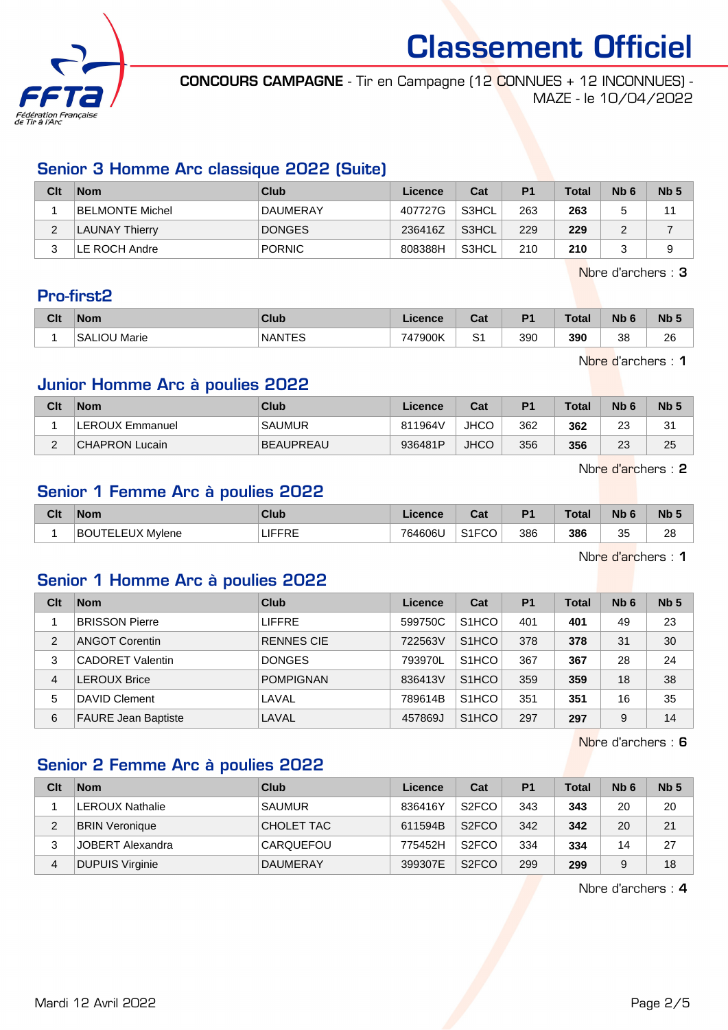# Classement Officiel

**CONCOURS CAMPAGNE** - Tir en Campagne (12 CONNUES + 12 INCONNUES) - MAZE - le 10/04/2022

## Senior 3 Homme Arc classique 2022 (Suite)

| Clt | Nom | Club | Licence | Cat | P1 | Total | Nb 6 | Nb 5 |
|---|---|---|---|---|---|---|---|---|
| 1 | BELMONTE Michel | DAUMERAY | 407727G | S3HCL | 263 | **263** | 5 | 11 |
| 2 | LAUNAY Thierry | DONGES | 236416Z | S3HCL | 229 | **229** | 2 | 7 |
| 3 | LE ROCH Andre | PORNIC | 808388H | S3HCL | 210 | **210** | 3 | 9 |

Nbre d'archers : **3**

## Pro-first2

| Clt | Nom | Club | Licence | Cat | P1 | Total | Nb 6 | Nb 5 |
|---|---|---|---|---|---|---|---|---|
| 1 | SALIOU Marie | NANTES | 747900K | S1 | 390 | **390** | 38 | 26 |

Nbre d'archers : **1**

## Junior Homme Arc à poulies 2022

| Clt | Nom | Club | Licence | Cat | P1 | Total | Nb 6 | Nb 5 |
|---|---|---|---|---|---|---|---|---|
| 1 | LEROUX Emmanuel | SAUMUR | 811964V | JHCO | 362 | **362** | 23 | 31 |
| 2 | CHAPRON Lucain | BEAUPREAU | 936481P | JHCO | 356 | **356** | 23 | 25 |

Nbre d'archers : **2**

## Senior 1 Femme Arc à poulies 2022

| Clt | Nom | Club | Licence | Cat | P1 | Total | Nb 6 | Nb 5 |
|---|---|---|---|---|---|---|---|---|
| 1 | BOUTELEUX Mylene | LIFFRE | 764606U | S1FCO | 386 | **386** | 35 | 28 |

Nbre d'archers : **1**

## Senior 1 Homme Arc à poulies 2022

| Clt | Nom | Club | Licence | Cat | P1 | Total | Nb 6 | Nb 5 |
|---|---|---|---|---|---|---|---|---|
| 1 | BRISSON Pierre | LIFFRE | 599750C | S1HCO | 401 | **401** | 49 | 23 |
| 2 | ANGOT Corentin | RENNES CIE | 722563V | S1HCO | 378 | **378** | 31 | 30 |
| 3 | CADORET Valentin | DONGES | 793970L | S1HCO | 367 | **367** | 28 | 24 |
| 4 | LEROUX Brice | POMPIGNAN | 836413V | S1HCO | 359 | **359** | 18 | 38 |
| 5 | DAVID Clement | LAVAL | 789614B | S1HCO | 351 | **351** | 16 | 35 |
| 6 | FAURE Jean Baptiste | LAVAL | 457869J | S1HCO | 297 | **297** | 9 | 14 |

Nbre d'archers : **6**

## Senior 2 Femme Arc à poulies 2022

| Clt | Nom | Club | Licence | Cat | P1 | Total | Nb 6 | Nb 5 |
|---|---|---|---|---|---|---|---|---|
| 1 | LEROUX Nathalie | SAUMUR | 836416Y | S2FCO | 343 | **343** | 20 | 20 |
| 2 | BRIN Veronique | CHOLET TAC | 611594B | S2FCO | 342 | **342** | 20 | 21 |
| 3 | JOBERT Alexandra | CARQUEFOU | 775452H | S2FCO | 334 | **334** | 14 | 27 |
| 4 | DUPUIS Virginie | DAUMERAY | 399307E | S2FCO | 299 | **299** | 9 | 18 |

Nbre d'archers : **4**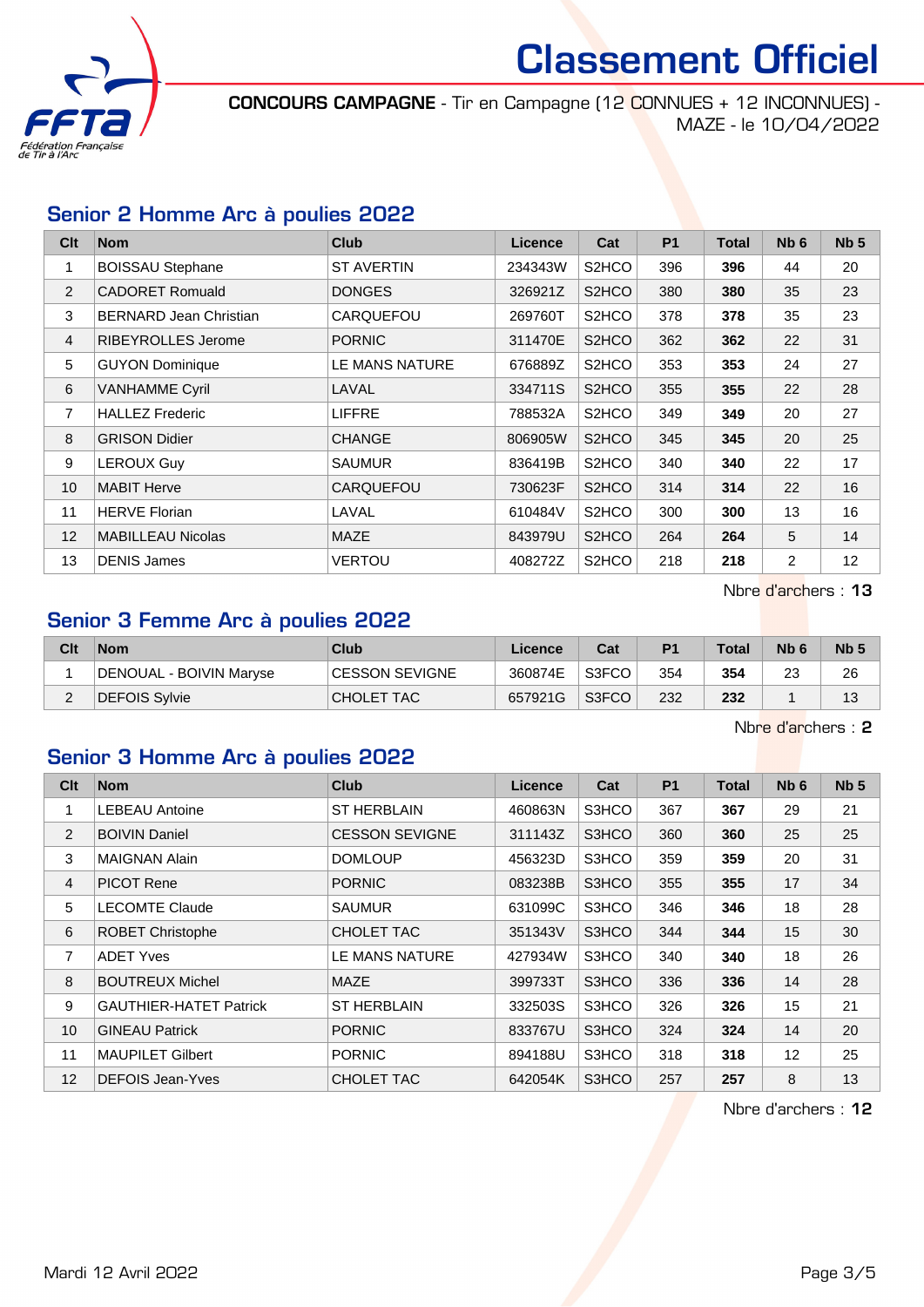# Classement Officiel

**CONCOURS CAMPAGNE** - Tir en Campagne (12 CONNUES + 12 INCONNUES) - MAZE - le 10/04/2022

## Senior 2 Homme Arc à poulies 2022

| Clt | Nom | Club | Licence | Cat | P1 | Total | Nb 6 | Nb 5 |
|---|---|---|---|---|---|---|---|---|
| 1 | BOISSAU Stephane | ST AVERTIN | 234343W | S2HCO | 396 | **396** | 44 | 20 |
| 2 | CADORET Romuald | DONGES | 326921Z | S2HCO | 380 | **380** | 35 | 23 |
| 3 | BERNARD Jean Christian | CARQUEFOU | 269760T | S2HCO | 378 | **378** | 35 | 23 |
| 4 | RIBEYROLLES Jerome | PORNIC | 311470E | S2HCO | 362 | **362** | 22 | 31 |
| 5 | GUYON Dominique | LE MANS NATURE | 676889Z | S2HCO | 353 | **353** | 24 | 27 |
| 6 | VANHAMME Cyril | LAVAL | 334711S | S2HCO | 355 | **355** | 22 | 28 |
| 7 | HALLEZ Frederic | LIFFRE | 788532A | S2HCO | 349 | **349** | 20 | 27 |
| 8 | GRISON Didier | CHANGE | 806905W | S2HCO | 345 | **345** | 20 | 25 |
| 9 | LEROUX Guy | SAUMUR | 836419B | S2HCO | 340 | **340** | 22 | 17 |
| 10 | MABIT Herve | CARQUEFOU | 730623F | S2HCO | 314 | **314** | 22 | 16 |
| 11 | HERVE Florian | LAVAL | 610484V | S2HCO | 300 | **300** | 13 | 16 |
| 12 | MABILLEAU Nicolas | MAZE | 843979U | S2HCO | 264 | **264** | 5 | 14 |
| 13 | DENIS James | VERTOU | 408272Z | S2HCO | 218 | **218** | 2 | 12 |

Nbre d'archers : **13**

## Senior 3 Femme Arc à poulies 2022

| Clt | Nom | Club | Licence | Cat | P1 | Total | Nb 6 | Nb 5 |
|---|---|---|---|---|---|---|---|---|
| 1 | DENOUAL - BOIVIN Maryse | CESSON SEVIGNE | 360874E | S3FCO | 354 | **354** | 23 | 26 |
| 2 | DEFOIS Sylvie | CHOLET TAC | 657921G | S3FCO | 232 | **232** | 1 | 13 |

Nbre d'archers : **2**

## Senior 3 Homme Arc à poulies 2022

| Clt | Nom | Club | Licence | Cat | P1 | Total | Nb 6 | Nb 5 |
|---|---|---|---|---|---|---|---|---|
| 1 | LEBEAU Antoine | ST HERBLAIN | 460863N | S3HCO | 367 | **367** | 29 | 21 |
| 2 | BOIVIN Daniel | CESSON SEVIGNE | 311143Z | S3HCO | 360 | **360** | 25 | 25 |
| 3 | MAIGNAN Alain | DOMLOUP | 456323D | S3HCO | 359 | **359** | 20 | 31 |
| 4 | PICOT Rene | PORNIC | 083238B | S3HCO | 355 | **355** | 17 | 34 |
| 5 | LECOMTE Claude | SAUMUR | 631099C | S3HCO | 346 | **346** | 18 | 28 |
| 6 | ROBET Christophe | CHOLET TAC | 351343V | S3HCO | 344 | **344** | 15 | 30 |
| 7 | ADET Yves | LE MANS NATURE | 427934W | S3HCO | 340 | **340** | 18 | 26 |
| 8 | BOUTREUX Michel | MAZE | 399733T | S3HCO | 336 | **336** | 14 | 28 |
| 9 | GAUTHIER-HATET Patrick | ST HERBLAIN | 332503S | S3HCO | 326 | **326** | 15 | 21 |
| 10 | GINEAU Patrick | PORNIC | 833767U | S3HCO | 324 | **324** | 14 | 20 |
| 11 | MAUPILET Gilbert | PORNIC | 894188U | S3HCO | 318 | **318** | 12 | 25 |
| 12 | DEFOIS Jean-Yves | CHOLET TAC | 642054K | S3HCO | 257 | **257** | 8 | 13 |

Nbre d'archers : **12**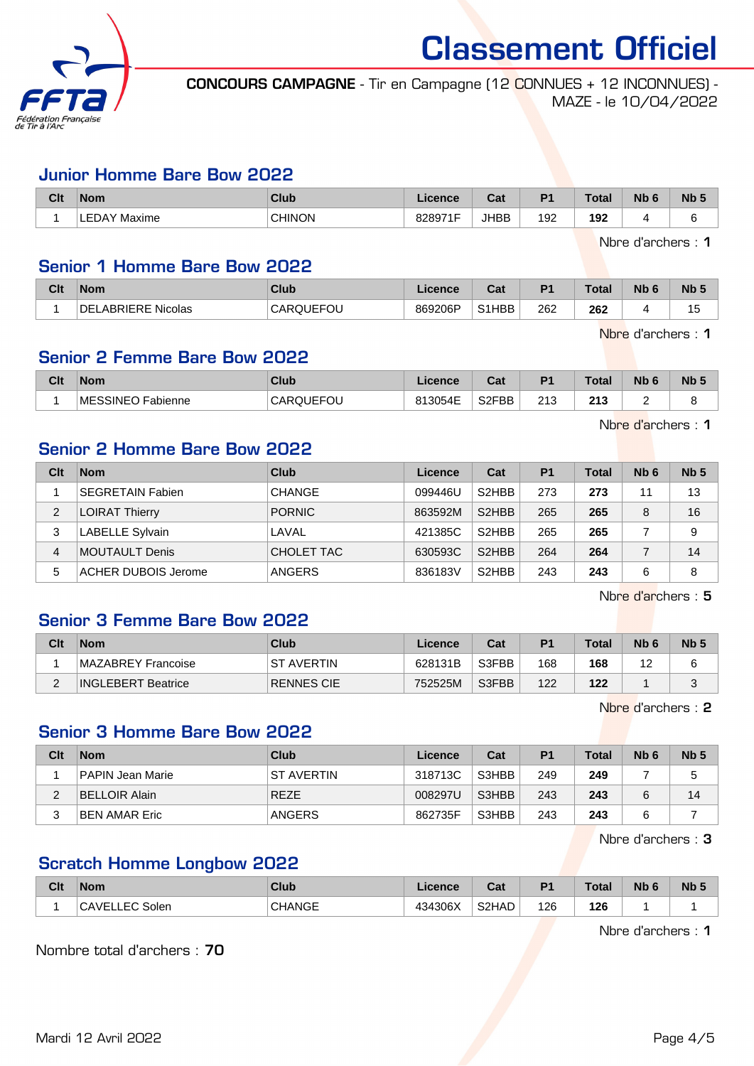# Classement Officiel

**CONCOURS CAMPAGNE** - Tir en Campagne (12 CONNUES + 12 INCONNUES) - MAZE - le 10/04/2022

## Junior Homme Bare Bow 2022

| Clt | Nom | Club | Licence | Cat | P1 | Total | Nb 6 | Nb 5 |
|---|---|---|---|---|---|---|---|---|
| 1 | LEDAY Maxime | CHINON | 828971F | JHBB | 192 | **192** | 4 | 6 |

Nbre d'archers : **1**

## Senior 1 Homme Bare Bow 2022

| Clt | Nom | Club | Licence | Cat | P1 | Total | Nb 6 | Nb 5 |
|---|---|---|---|---|---|---|---|---|
| 1 | DELABRIERE Nicolas | CARQUEFOU | 869206P | S1HBB | 262 | **262** | 4 | 15 |

Nbre d'archers : **1**

## Senior 2 Femme Bare Bow 2022

| Clt | Nom | Club | Licence | Cat | P1 | Total | Nb 6 | Nb 5 |
|---|---|---|---|---|---|---|---|---|
| 1 | MESSINEO Fabienne | CARQUEFOU | 813054E | S2FBB | 213 | **213** | 2 | 8 |

Nbre d'archers : **1**

## Senior 2 Homme Bare Bow 2022

| Clt | Nom | Club | Licence | Cat | P1 | Total | Nb 6 | Nb 5 |
|---|---|---|---|---|---|---|---|---|
| 1 | SEGRETAIN Fabien | CHANGE | 099446U | S2HBB | 273 | **273** | 11 | 13 |
| 2 | LOIRAT Thierry | PORNIC | 863592M | S2HBB | 265 | **265** | 8 | 16 |
| 3 | LABELLE Sylvain | LAVAL | 421385C | S2HBB | 265 | **265** | 7 | 9 |
| 4 | MOUTAULT Denis | CHOLET TAC | 630593C | S2HBB | 264 | **264** | 7 | 14 |
| 5 | ACHER DUBOIS Jerome | ANGERS | 836183V | S2HBB | 243 | **243** | 6 | 8 |

Nbre d'archers : **5**

## Senior 3 Femme Bare Bow 2022

| Clt | Nom | Club | Licence | Cat | P1 | Total | Nb 6 | Nb 5 |
|---|---|---|---|---|---|---|---|---|
| 1 | MAZABREY Francoise | ST AVERTIN | 628131B | S3FBB | 168 | **168** | 12 | 6 |
| 2 | INGLEBERT Beatrice | RENNES CIE | 752525M | S3FBB | 122 | **122** | 1 | 3 |

Nbre d'archers : **2**

## Senior 3 Homme Bare Bow 2022

| Clt | Nom | Club | Licence | Cat | P1 | Total | Nb 6 | Nb 5 |
|---|---|---|---|---|---|---|---|---|
| 1 | PAPIN Jean Marie | ST AVERTIN | 318713C | S3HBB | 249 | **249** | 7 | 5 |
| 2 | BELLOIR Alain | REZE | 008297U | S3HBB | 243 | **243** | 6 | 14 |
| 3 | BEN AMAR Eric | ANGERS | 862735F | S3HBB | 243 | **243** | 6 | 7 |

Nbre d'archers : **3**

## Scratch Homme Longbow 2022

| Clt | Nom | Club | Licence | Cat | P1 | Total | Nb 6 | Nb 5 |
|---|---|---|---|---|---|---|---|---|
| 1 | CAVELLEC Solen | CHANGE | 434306X | S2HAD | 126 | **126** | 1 | 1 |

Nbre d'archers : **1**

Nombre total d'archers : **70**

Mardi 12 Avril 2022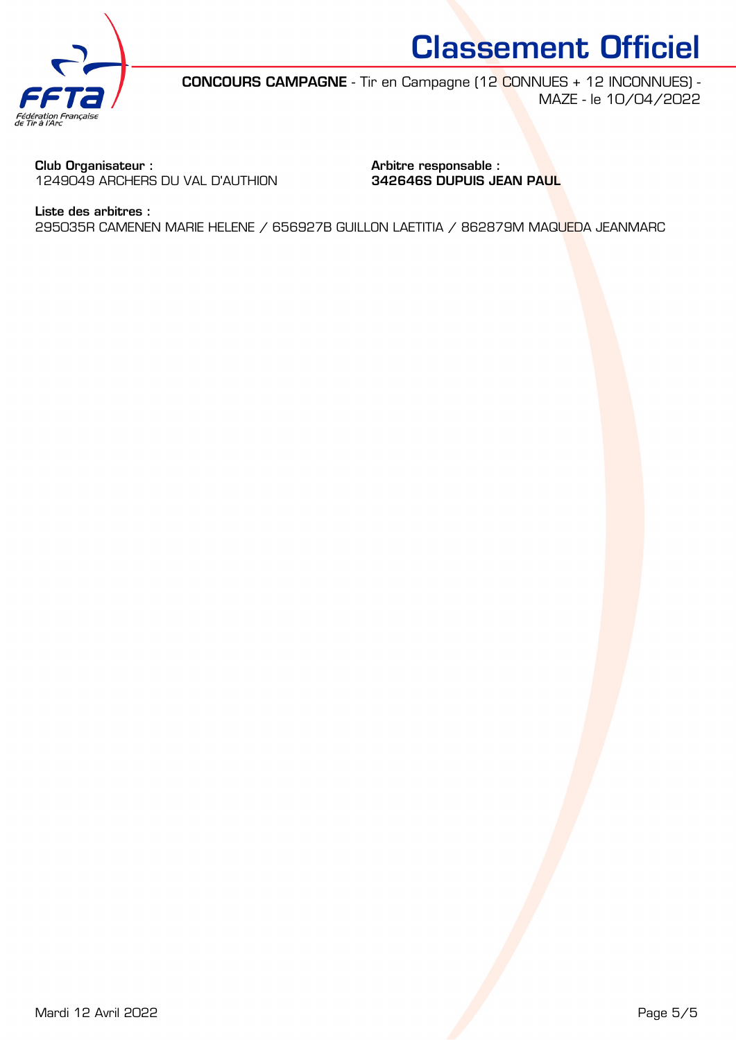# Classement Officiel

**CONCOURS CAMPAGNE** - Tir en Campagne (12 CONNUES + 12 INCONNUES) - MAZE - le 10/04/2022

**Club Organisateur :**
1249049 ARCHERS DU VAL D'AUTHION

**Arbitre responsable :**
**342646S DUPUIS JEAN PAUL**

**Liste des arbitres :**
295035R CAMENEN MARIE HELENE / 656927B GUILLON LAETITIA / 862879M MAQUEDA JEANMARC